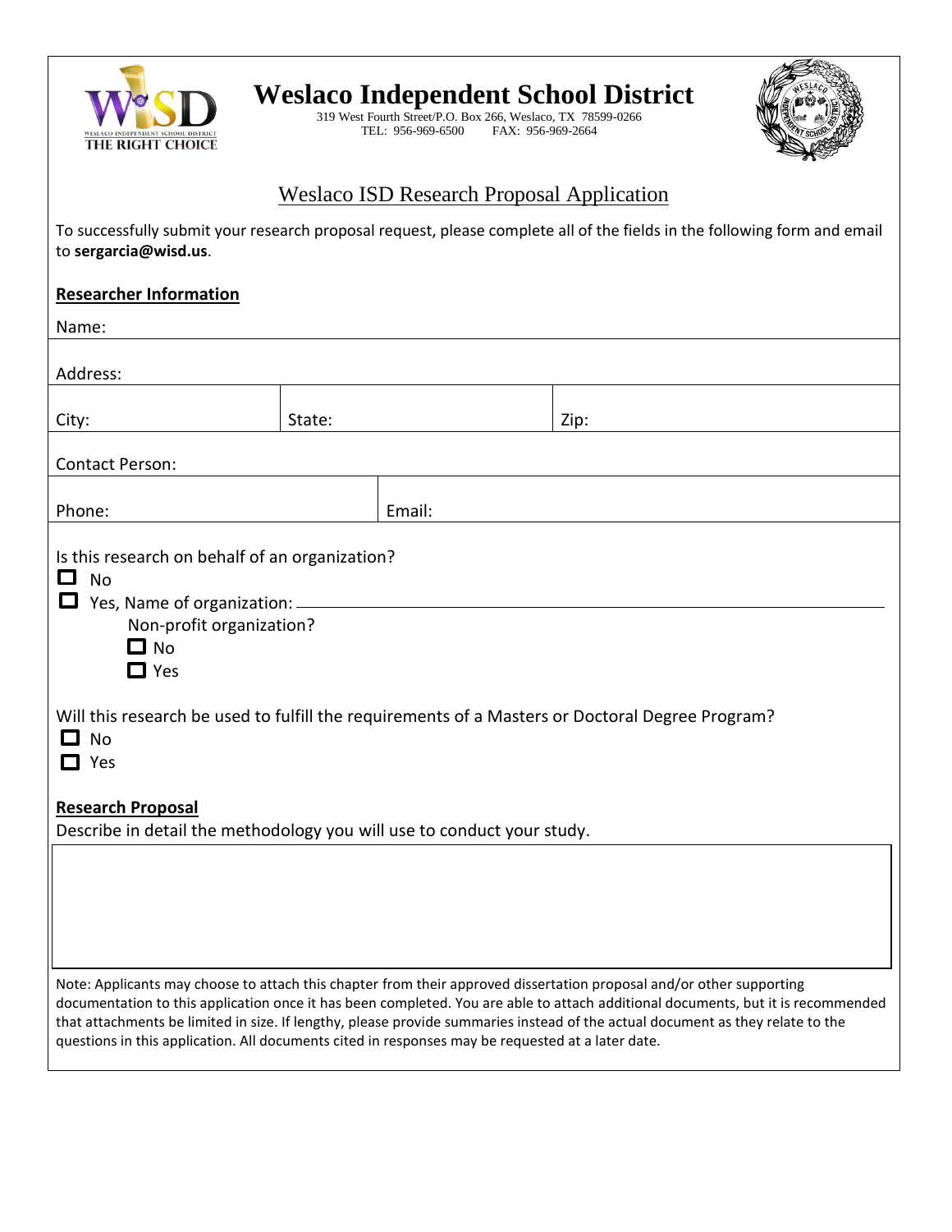# Weslaco Independent School District

319 West Fourth Street/P.O. Box 266, Weslaco, TX 78599-0266
TEL: 956-969-6500 FAX: 956-969-2664

## Weslaco ISD Research Proposal Application

To successfully submit your research proposal request, please complete all of the fields in the following form and email to **sergarcia@wisd.us**.

### Researcher Information

Name:

Address:

| City: | State: | Zip: |
|---|---|---|

Contact Person:

| Phone: | Email: |
|---|---|

Is this research on behalf of an organization?

- ☐ No
- ☐ Yes, Name of organization: \_\_\_\_\_\_\_\_\_\_\_\_\_\_\_\_\_\_\_\_\_\_\_\_\_\_\_\_\_\_\_\_
  - Non-profit organization?
    - ☐ No
    - ☐ Yes

Will this research be used to fulfill the requirements of a Masters or Doctoral Degree Program?

- ☐ No
- ☐ Yes

### Research Proposal

Describe in detail the methodology you will use to conduct your study.

Note: Applicants may choose to attach this chapter from their approved dissertation proposal and/or other supporting documentation to this application once it has been completed. You are able to attach additional documents, but it is recommended that attachments be limited in size. If lengthy, please provide summaries instead of the actual document as they relate to the questions in this application. All documents cited in responses may be requested at a later date.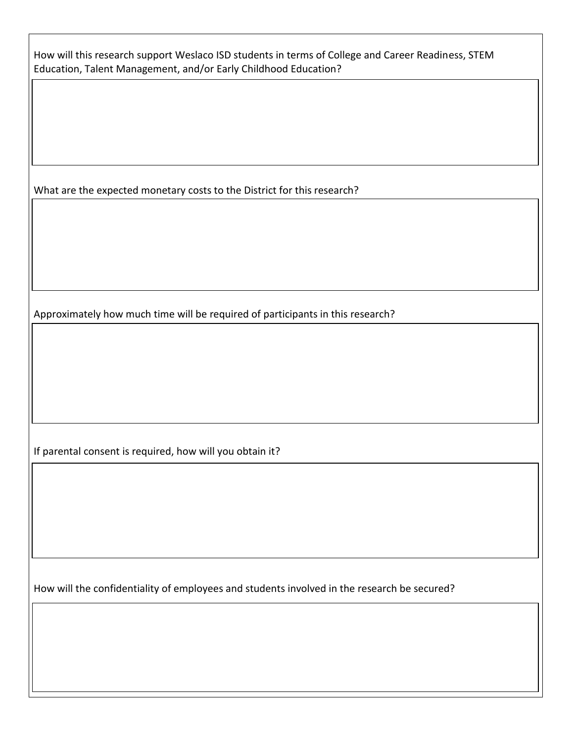How will this research support Weslaco ISD students in terms of College and Career Readiness, STEM Education, Talent Management, and/or Early Childhood Education?

What are the expected monetary costs to the District for this research?

Approximately how much time will be required of participants in this research?

If parental consent is required, how will you obtain it?

How will the confidentiality of employees and students involved in the research be secured?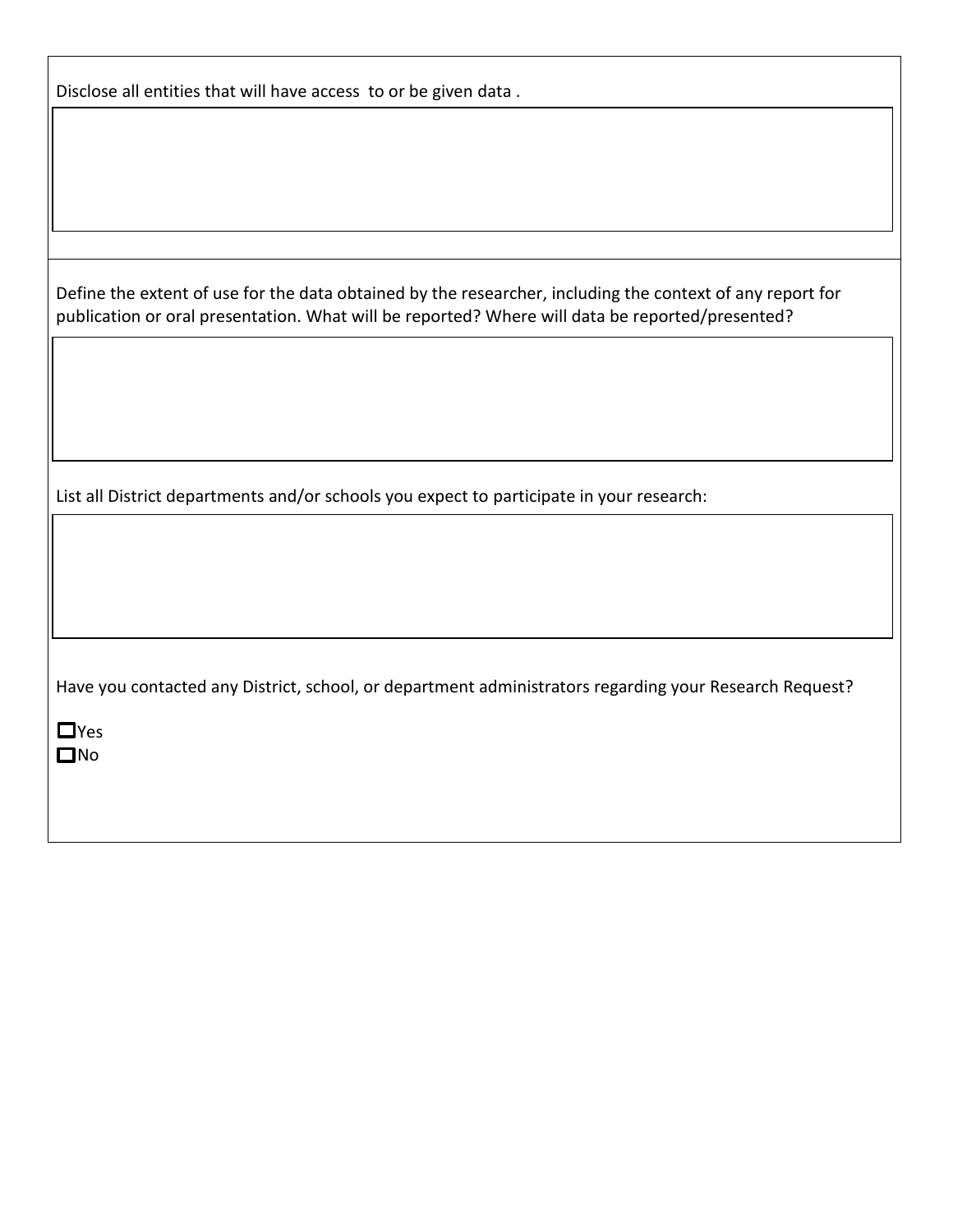Disclose all entities that will have access to or be given data .

Define the extent of use for the data obtained by the researcher, including the context of any report for publication or oral presentation. What will be reported? Where will data be reported/presented?

List all District departments and/or schools you expect to participate in your research:

Have you contacted any District, school, or department administrators regarding your Research Request?

- ☐ Yes
- ☐ No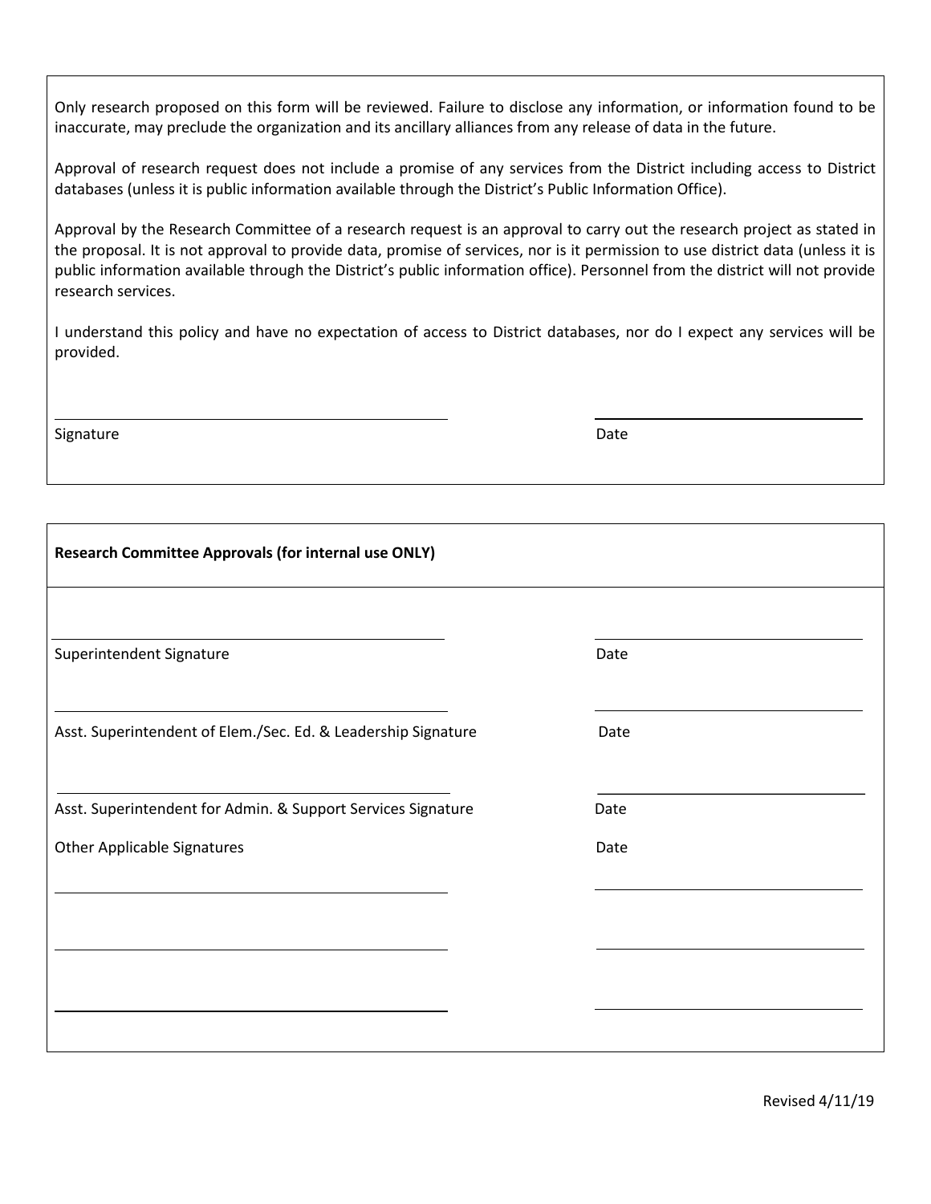Only research proposed on this form will be reviewed. Failure to disclose any information, or information found to be inaccurate, may preclude the organization and its ancillary alliances from any release of data in the future.

Approval of research request does not include a promise of any services from the District including access to District databases (unless it is public information available through the District's Public Information Office).

Approval by the Research Committee of a research request is an approval to carry out the research project as stated in the proposal. It is not approval to provide data, promise of services, nor is it permission to use district data (unless it is public information available through the District's public information office). Personnel from the district will not provide research services.

I understand this policy and have no expectation of access to District databases, nor do I expect any services will be provided.

| | |
|---|---|
| ______________________________ | ______________________________ |
| Signature | Date |

**Research Committee Approvals (for internal use ONLY)**

| | |
|---|---|
| ______________________________ | ______________________________ |
| Superintendent Signature | Date |
| ______________________________ | ______________________________ |
| Asst. Superintendent of Elem./Sec. Ed. & Leadership Signature | Date |
| ______________________________ | ______________________________ |
| Asst. Superintendent for Admin. & Support Services Signature | Date |
| Other Applicable Signatures | Date |
| ______________________________ | ______________________________ |
| ______________________________ | ______________________________ |
| ______________________________ | ______________________________ |

Revised 4/11/19